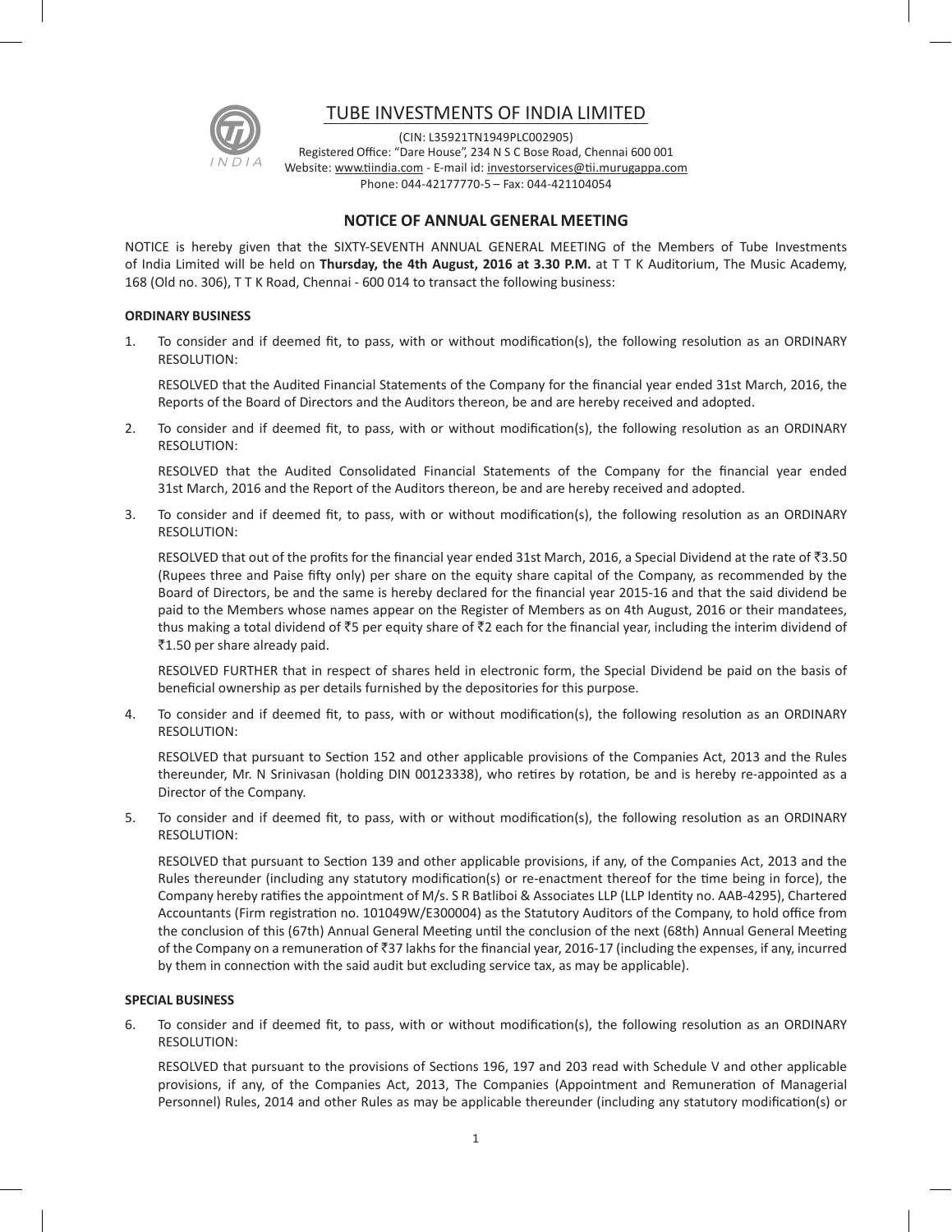# TUBE INVESTMENTS OF INDIA LIMITED

(CIN: L35921TN1949PLC002905)
Registered Office: "Dare House", 234 N S C Bose Road, Chennai 600 001
Website: www.tiindia.com - E-mail id: investorservices@tii.murugappa.com
Phone: 044-42177770-5 – Fax: 044-421104054

## NOTICE OF ANNUAL GENERAL MEETING

NOTICE is hereby given that the SIXTY-SEVENTH ANNUAL GENERAL MEETING of the Members of Tube Investments of India Limited will be held on **Thursday, the 4th August, 2016 at 3.30 P.M.** at T T K Auditorium, The Music Academy, 168 (Old no. 306), T T K Road, Chennai - 600 014 to transact the following business:

### ORDINARY BUSINESS

1. To consider and if deemed fit, to pass, with or without modification(s), the following resolution as an ORDINARY RESOLUTION:

   RESOLVED that the Audited Financial Statements of the Company for the financial year ended 31st March, 2016, the Reports of the Board of Directors and the Auditors thereon, be and are hereby received and adopted.

2. To consider and if deemed fit, to pass, with or without modification(s), the following resolution as an ORDINARY RESOLUTION:

   RESOLVED that the Audited Consolidated Financial Statements of the Company for the financial year ended 31st March, 2016 and the Report of the Auditors thereon, be and are hereby received and adopted.

3. To consider and if deemed fit, to pass, with or without modification(s), the following resolution as an ORDINARY RESOLUTION:

   RESOLVED that out of the profits for the financial year ended 31st March, 2016, a Special Dividend at the rate of ₹3.50 (Rupees three and Paise fifty only) per share on the equity share capital of the Company, as recommended by the Board of Directors, be and the same is hereby declared for the financial year 2015-16 and that the said dividend be paid to the Members whose names appear on the Register of Members as on 4th August, 2016 or their mandatees, thus making a total dividend of ₹5 per equity share of ₹2 each for the financial year, including the interim dividend of ₹1.50 per share already paid.

   RESOLVED FURTHER that in respect of shares held in electronic form, the Special Dividend be paid on the basis of beneficial ownership as per details furnished by the depositories for this purpose.

4. To consider and if deemed fit, to pass, with or without modification(s), the following resolution as an ORDINARY RESOLUTION:

   RESOLVED that pursuant to Section 152 and other applicable provisions of the Companies Act, 2013 and the Rules thereunder, Mr. N Srinivasan (holding DIN 00123338), who retires by rotation, be and is hereby re-appointed as a Director of the Company.

5. To consider and if deemed fit, to pass, with or without modification(s), the following resolution as an ORDINARY RESOLUTION:

   RESOLVED that pursuant to Section 139 and other applicable provisions, if any, of the Companies Act, 2013 and the Rules thereunder (including any statutory modification(s) or re-enactment thereof for the time being in force), the Company hereby ratifies the appointment of M/s. S R Batliboi & Associates LLP (LLP Identity no. AAB-4295), Chartered Accountants (Firm registration no. 101049W/E300004) as the Statutory Auditors of the Company, to hold office from the conclusion of this (67th) Annual General Meeting until the conclusion of the next (68th) Annual General Meeting of the Company on a remuneration of ₹37 lakhs for the financial year, 2016-17 (including the expenses, if any, incurred by them in connection with the said audit but excluding service tax, as may be applicable).

### SPECIAL BUSINESS

6. To consider and if deemed fit, to pass, with or without modification(s), the following resolution as an ORDINARY RESOLUTION:

   RESOLVED that pursuant to the provisions of Sections 196, 197 and 203 read with Schedule V and other applicable provisions, if any, of the Companies Act, 2013, The Companies (Appointment and Remuneration of Managerial Personnel) Rules, 2014 and other Rules as may be applicable thereunder (including any statutory modification(s) or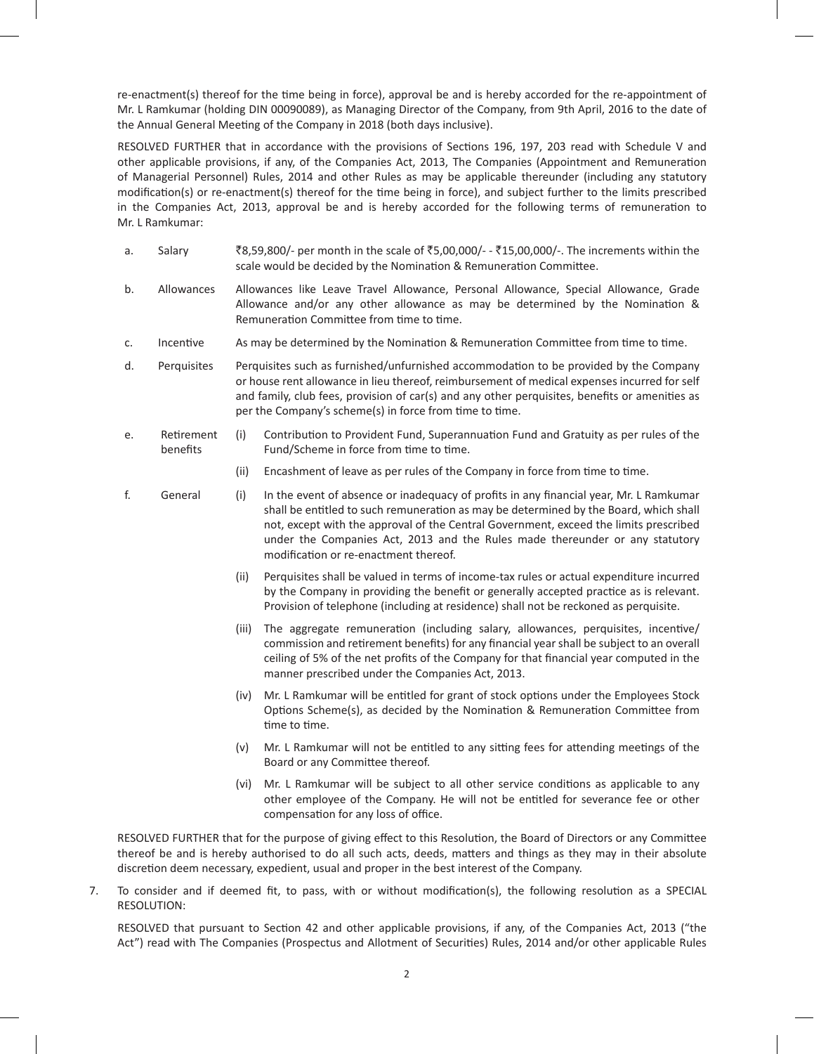re-enactment(s) thereof for the time being in force), approval be and is hereby accorded for the re-appointment of Mr. L Ramkumar (holding DIN 00090089), as Managing Director of the Company, from 9th April, 2016 to the date of the Annual General Meeting of the Company in 2018 (both days inclusive).

RESOLVED FURTHER that in accordance with the provisions of Sections 196, 197, 203 read with Schedule V and other applicable provisions, if any, of the Companies Act, 2013, The Companies (Appointment and Remuneration of Managerial Personnel) Rules, 2014 and other Rules as may be applicable thereunder (including any statutory modification(s) or re-enactment(s) thereof for the time being in force), and subject further to the limits prescribed in the Companies Act, 2013, approval be and is hereby accorded for the following terms of remuneration to Mr. L Ramkumar:

a. Salary — ₹8,59,800/- per month in the scale of ₹5,00,000/- - ₹15,00,000/-. The increments within the scale would be decided by the Nomination & Remuneration Committee.

b. Allowances — Allowances like Leave Travel Allowance, Personal Allowance, Special Allowance, Grade Allowance and/or any other allowance as may be determined by the Nomination & Remuneration Committee from time to time.

c. Incentive — As may be determined by the Nomination & Remuneration Committee from time to time.

d. Perquisites — Perquisites such as furnished/unfurnished accommodation to be provided by the Company or house rent allowance in lieu thereof, reimbursement of medical expenses incurred for self and family, club fees, provision of car(s) and any other perquisites, benefits or amenities as per the Company's scheme(s) in force from time to time.

e. Retirement benefits
   - (i) Contribution to Provident Fund, Superannuation Fund and Gratuity as per rules of the Fund/Scheme in force from time to time.
   - (ii) Encashment of leave as per rules of the Company in force from time to time.

f. General
   - (i) In the event of absence or inadequacy of profits in any financial year, Mr. L Ramkumar shall be entitled to such remuneration as may be determined by the Board, which shall not, except with the approval of the Central Government, exceed the limits prescribed under the Companies Act, 2013 and the Rules made thereunder or any statutory modification or re-enactment thereof.
   - (ii) Perquisites shall be valued in terms of income-tax rules or actual expenditure incurred by the Company in providing the benefit or generally accepted practice as is relevant. Provision of telephone (including at residence) shall not be reckoned as perquisite.
   - (iii) The aggregate remuneration (including salary, allowances, perquisites, incentive/commission and retirement benefits) for any financial year shall be subject to an overall ceiling of 5% of the net profits of the Company for that financial year computed in the manner prescribed under the Companies Act, 2013.
   - (iv) Mr. L Ramkumar will be entitled for grant of stock options under the Employees Stock Options Scheme(s), as decided by the Nomination & Remuneration Committee from time to time.
   - (v) Mr. L Ramkumar will not be entitled to any sitting fees for attending meetings of the Board or any Committee thereof.
   - (vi) Mr. L Ramkumar will be subject to all other service conditions as applicable to any other employee of the Company. He will not be entitled for severance fee or other compensation for any loss of office.

RESOLVED FURTHER that for the purpose of giving effect to this Resolution, the Board of Directors or any Committee thereof be and is hereby authorised to do all such acts, deeds, matters and things as they may in their absolute discretion deem necessary, expedient, usual and proper in the best interest of the Company.

7. To consider and if deemed fit, to pass, with or without modification(s), the following resolution as a SPECIAL RESOLUTION:

RESOLVED that pursuant to Section 42 and other applicable provisions, if any, of the Companies Act, 2013 ("the Act") read with The Companies (Prospectus and Allotment of Securities) Rules, 2014 and/or other applicable Rules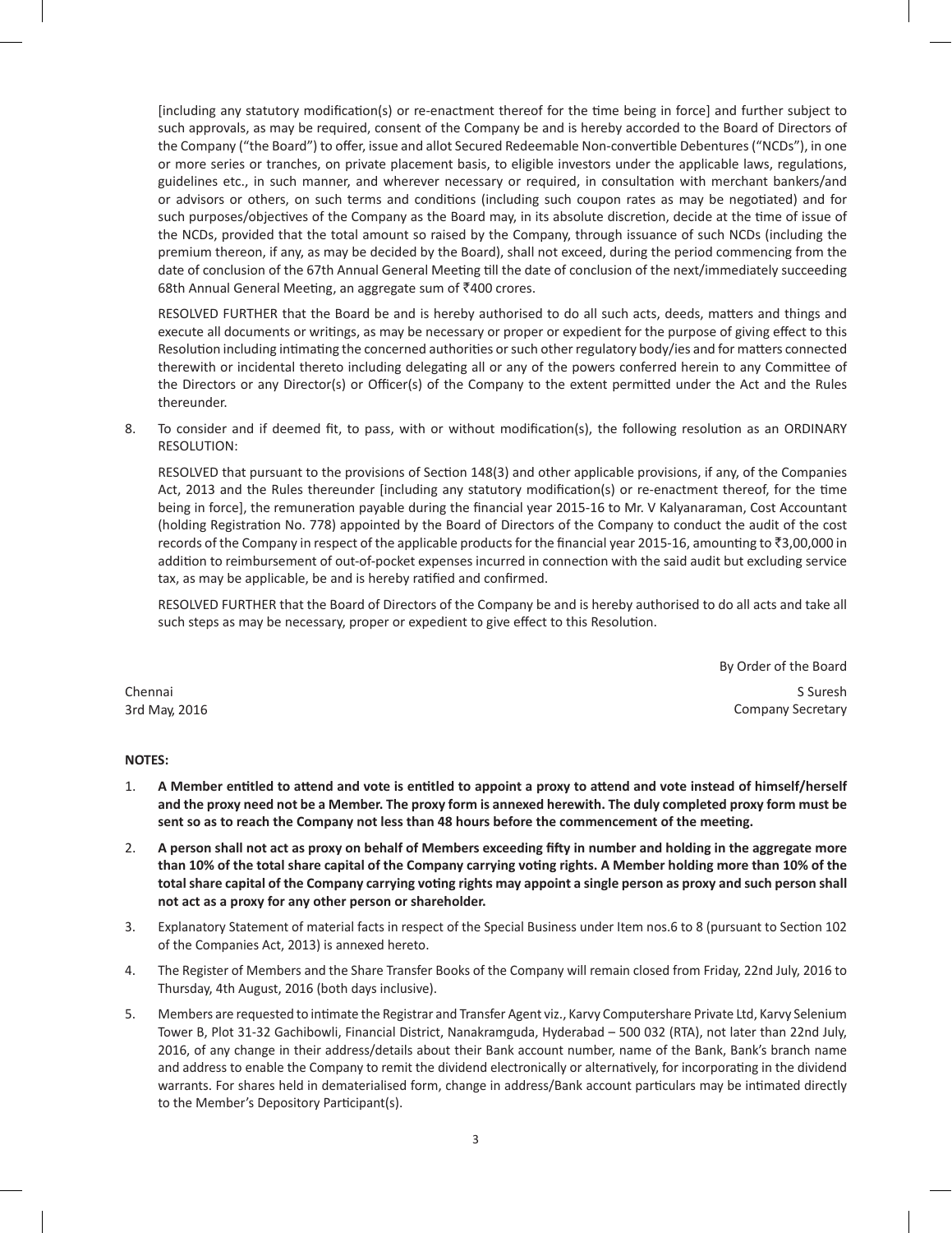[including any statutory modification(s) or re-enactment thereof for the time being in force] and further subject to such approvals, as may be required, consent of the Company be and is hereby accorded to the Board of Directors of the Company ("the Board") to offer, issue and allot Secured Redeemable Non-convertible Debentures ("NCDs"), in one or more series or tranches, on private placement basis, to eligible investors under the applicable laws, regulations, guidelines etc., in such manner, and wherever necessary or required, in consultation with merchant bankers/and or advisors or others, on such terms and conditions (including such coupon rates as may be negotiated) and for such purposes/objectives of the Company as the Board may, in its absolute discretion, decide at the time of issue of the NCDs, provided that the total amount so raised by the Company, through issuance of such NCDs (including the premium thereon, if any, as may be decided by the Board), shall not exceed, during the period commencing from the date of conclusion of the 67th Annual General Meeting till the date of conclusion of the next/immediately succeeding 68th Annual General Meeting, an aggregate sum of ₹400 crores.

RESOLVED FURTHER that the Board be and is hereby authorised to do all such acts, deeds, matters and things and execute all documents or writings, as may be necessary or proper or expedient for the purpose of giving effect to this Resolution including intimating the concerned authorities or such other regulatory body/ies and for matters connected therewith or incidental thereto including delegating all or any of the powers conferred herein to any Committee of the Directors or any Director(s) or Officer(s) of the Company to the extent permitted under the Act and the Rules thereunder.

8. To consider and if deemed fit, to pass, with or without modification(s), the following resolution as an ORDINARY RESOLUTION:

   RESOLVED that pursuant to the provisions of Section 148(3) and other applicable provisions, if any, of the Companies Act, 2013 and the Rules thereunder [including any statutory modification(s) or re-enactment thereof, for the time being in force], the remuneration payable during the financial year 2015-16 to Mr. V Kalyanaraman, Cost Accountant (holding Registration No. 778) appointed by the Board of Directors of the Company to conduct the audit of the cost records of the Company in respect of the applicable products for the financial year 2015-16, amounting to ₹3,00,000 in addition to reimbursement of out-of-pocket expenses incurred in connection with the said audit but excluding service tax, as may be applicable, be and is hereby ratified and confirmed.

   RESOLVED FURTHER that the Board of Directors of the Company be and is hereby authorised to do all acts and take all such steps as may be necessary, proper or expedient to give effect to this Resolution.

By Order of the Board

Chennai
3rd May, 2016

S Suresh
Company Secretary

**NOTES:**

1. **A Member entitled to attend and vote is entitled to appoint a proxy to attend and vote instead of himself/herself and the proxy need not be a Member. The proxy form is annexed herewith. The duly completed proxy form must be sent so as to reach the Company not less than 48 hours before the commencement of the meeting.**

2. **A person shall not act as proxy on behalf of Members exceeding fifty in number and holding in the aggregate more than 10% of the total share capital of the Company carrying voting rights. A Member holding more than 10% of the total share capital of the Company carrying voting rights may appoint a single person as proxy and such person shall not act as a proxy for any other person or shareholder.**

3. Explanatory Statement of material facts in respect of the Special Business under Item nos.6 to 8 (pursuant to Section 102 of the Companies Act, 2013) is annexed hereto.

4. The Register of Members and the Share Transfer Books of the Company will remain closed from Friday, 22nd July, 2016 to Thursday, 4th August, 2016 (both days inclusive).

5. Members are requested to intimate the Registrar and Transfer Agent viz., Karvy Computershare Private Ltd, Karvy Selenium Tower B, Plot 31-32 Gachibowli, Financial District, Nanakramguda, Hyderabad – 500 032 (RTA), not later than 22nd July, 2016, of any change in their address/details about their Bank account number, name of the Bank, Bank's branch name and address to enable the Company to remit the dividend electronically or alternatively, for incorporating in the dividend warrants. For shares held in dematerialised form, change in address/Bank account particulars may be intimated directly to the Member's Depository Participant(s).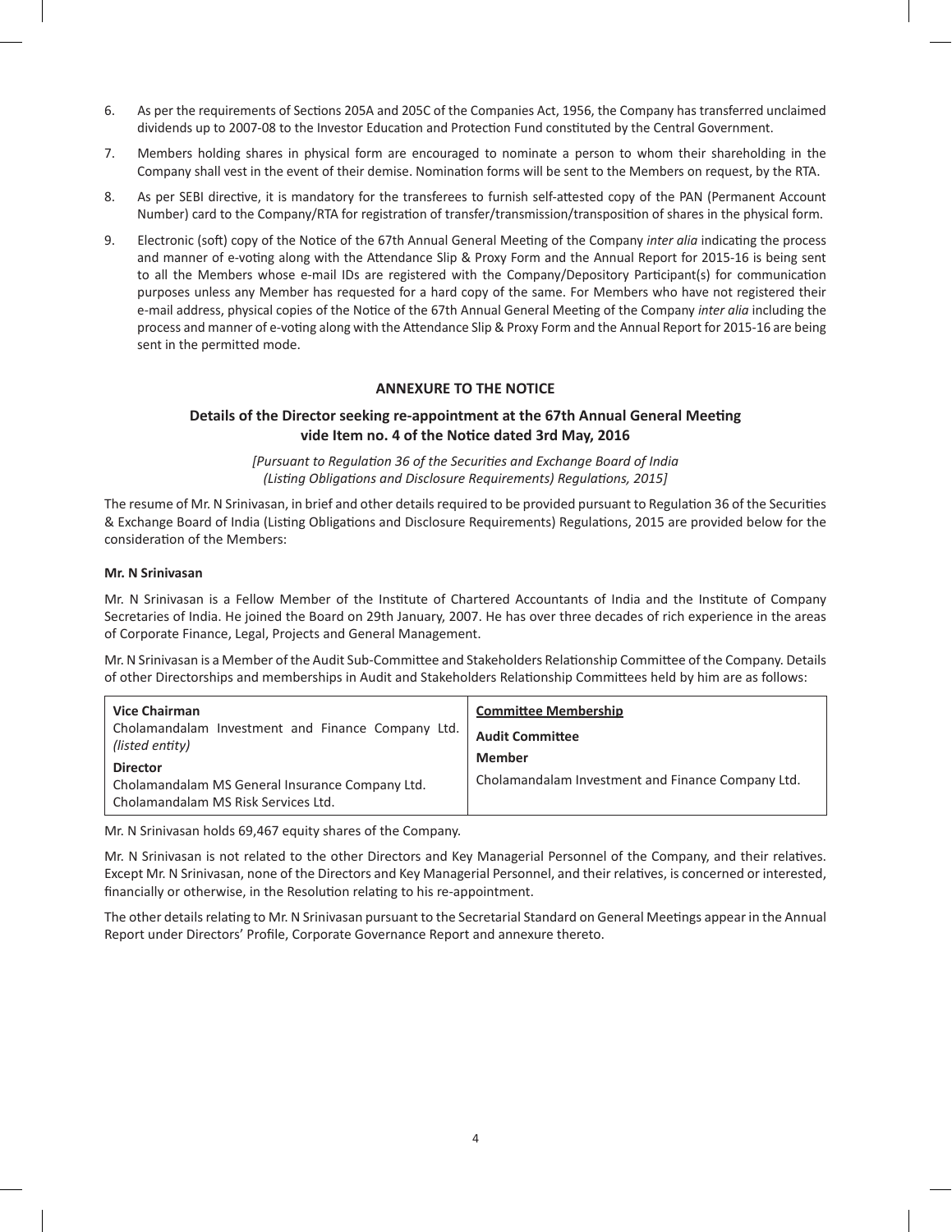6. As per the requirements of Sections 205A and 205C of the Companies Act, 1956, the Company has transferred unclaimed dividends up to 2007-08 to the Investor Education and Protection Fund constituted by the Central Government.

7. Members holding shares in physical form are encouraged to nominate a person to whom their shareholding in the Company shall vest in the event of their demise. Nomination forms will be sent to the Members on request, by the RTA.

8. As per SEBI directive, it is mandatory for the transferees to furnish self-attested copy of the PAN (Permanent Account Number) card to the Company/RTA for registration of transfer/transmission/transposition of shares in the physical form.

9. Electronic (soft) copy of the Notice of the 67th Annual General Meeting of the Company *inter alia* indicating the process and manner of e-voting along with the Attendance Slip & Proxy Form and the Annual Report for 2015-16 is being sent to all the Members whose e-mail IDs are registered with the Company/Depository Participant(s) for communication purposes unless any Member has requested for a hard copy of the same. For Members who have not registered their e-mail address, physical copies of the Notice of the 67th Annual General Meeting of the Company *inter alia* including the process and manner of e-voting along with the Attendance Slip & Proxy Form and the Annual Report for 2015-16 are being sent in the permitted mode.

## ANNEXURE TO THE NOTICE

### Details of the Director seeking re-appointment at the 67th Annual General Meeting vide Item no. 4 of the Notice dated 3rd May, 2016

*[Pursuant to Regulation 36 of the Securities and Exchange Board of India (Listing Obligations and Disclosure Requirements) Regulations, 2015]*

The resume of Mr. N Srinivasan, in brief and other details required to be provided pursuant to Regulation 36 of the Securities & Exchange Board of India (Listing Obligations and Disclosure Requirements) Regulations, 2015 are provided below for the consideration of the Members:

**Mr. N Srinivasan**

Mr. N Srinivasan is a Fellow Member of the Institute of Chartered Accountants of India and the Institute of Company Secretaries of India. He joined the Board on 29th January, 2007. He has over three decades of rich experience in the areas of Corporate Finance, Legal, Projects and General Management.

Mr. N Srinivasan is a Member of the Audit Sub-Committee and Stakeholders Relationship Committee of the Company. Details of other Directorships and memberships in Audit and Stakeholders Relationship Committees held by him are as follows:

| | **Committee Membership** |
|---|---|
| **Vice Chairman**<br>Cholamandalam Investment and Finance Company Ltd. *(listed entity)*<br>**Director**<br>Cholamandalam MS General Insurance Company Ltd.<br>Cholamandalam MS Risk Services Ltd. | **Audit Committee**<br>**Member**<br>Cholamandalam Investment and Finance Company Ltd. |

Mr. N Srinivasan holds 69,467 equity shares of the Company.

Mr. N Srinivasan is not related to the other Directors and Key Managerial Personnel of the Company, and their relatives. Except Mr. N Srinivasan, none of the Directors and Key Managerial Personnel, and their relatives, is concerned or interested, financially or otherwise, in the Resolution relating to his re-appointment.

The other details relating to Mr. N Srinivasan pursuant to the Secretarial Standard on General Meetings appear in the Annual Report under Directors' Profile, Corporate Governance Report and annexure thereto.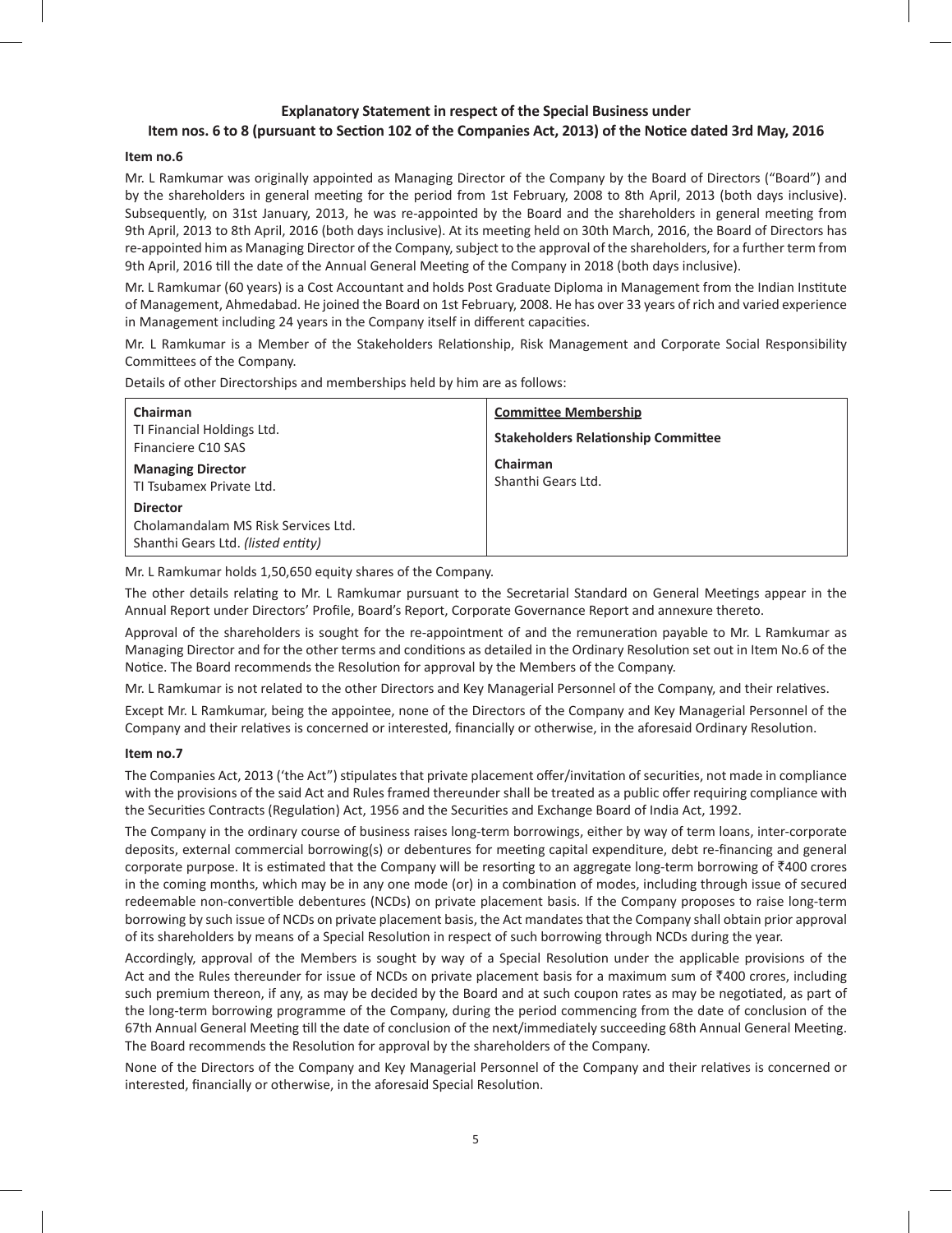## Explanatory Statement in respect of the Special Business under
## Item nos. 6 to 8 (pursuant to Section 102 of the Companies Act, 2013) of the Notice dated 3rd May, 2016

**Item no.6**

Mr. L Ramkumar was originally appointed as Managing Director of the Company by the Board of Directors ("Board") and by the shareholders in general meeting for the period from 1st February, 2008 to 8th April, 2013 (both days inclusive). Subsequently, on 31st January, 2013, he was re-appointed by the Board and the shareholders in general meeting from 9th April, 2013 to 8th April, 2016 (both days inclusive). At its meeting held on 30th March, 2016, the Board of Directors has re-appointed him as Managing Director of the Company, subject to the approval of the shareholders, for a further term from 9th April, 2016 till the date of the Annual General Meeting of the Company in 2018 (both days inclusive).

Mr. L Ramkumar (60 years) is a Cost Accountant and holds Post Graduate Diploma in Management from the Indian Institute of Management, Ahmedabad. He joined the Board on 1st February, 2008. He has over 33 years of rich and varied experience in Management including 24 years in the Company itself in different capacities.

Mr. L Ramkumar is a Member of the Stakeholders Relationship, Risk Management and Corporate Social Responsibility Committees of the Company.

Details of other Directorships and memberships held by him are as follows:

| | |
|---|---|
| **Chairman**<br>TI Financial Holdings Ltd.<br>Financiere C10 SAS<br>**Managing Director**<br>TI Tsubamex Private Ltd.<br>**Director**<br>Cholamandalam MS Risk Services Ltd.<br>Shanthi Gears Ltd. *(listed entity)* | **Committee Membership**<br>**Stakeholders Relationship Committee**<br>**Chairman**<br>Shanthi Gears Ltd. |

Mr. L Ramkumar holds 1,50,650 equity shares of the Company.

The other details relating to Mr. L Ramkumar pursuant to the Secretarial Standard on General Meetings appear in the Annual Report under Directors' Profile, Board's Report, Corporate Governance Report and annexure thereto.

Approval of the shareholders is sought for the re-appointment of and the remuneration payable to Mr. L Ramkumar as Managing Director and for the other terms and conditions as detailed in the Ordinary Resolution set out in Item No.6 of the Notice. The Board recommends the Resolution for approval by the Members of the Company.

Mr. L Ramkumar is not related to the other Directors and Key Managerial Personnel of the Company, and their relatives.

Except Mr. L Ramkumar, being the appointee, none of the Directors of the Company and Key Managerial Personnel of the Company and their relatives is concerned or interested, financially or otherwise, in the aforesaid Ordinary Resolution.

**Item no.7**

The Companies Act, 2013 ('the Act") stipulates that private placement offer/invitation of securities, not made in compliance with the provisions of the said Act and Rules framed thereunder shall be treated as a public offer requiring compliance with the Securities Contracts (Regulation) Act, 1956 and the Securities and Exchange Board of India Act, 1992.

The Company in the ordinary course of business raises long-term borrowings, either by way of term loans, inter-corporate deposits, external commercial borrowing(s) or debentures for meeting capital expenditure, debt re-financing and general corporate purpose. It is estimated that the Company will be resorting to an aggregate long-term borrowing of ₹400 crores in the coming months, which may be in any one mode (or) in a combination of modes, including through issue of secured redeemable non-convertible debentures (NCDs) on private placement basis. If the Company proposes to raise long-term borrowing by such issue of NCDs on private placement basis, the Act mandates that the Company shall obtain prior approval of its shareholders by means of a Special Resolution in respect of such borrowing through NCDs during the year.

Accordingly, approval of the Members is sought by way of a Special Resolution under the applicable provisions of the Act and the Rules thereunder for issue of NCDs on private placement basis for a maximum sum of ₹400 crores, including such premium thereon, if any, as may be decided by the Board and at such coupon rates as may be negotiated, as part of the long-term borrowing programme of the Company, during the period commencing from the date of conclusion of the 67th Annual General Meeting till the date of conclusion of the next/immediately succeeding 68th Annual General Meeting. The Board recommends the Resolution for approval by the shareholders of the Company.

None of the Directors of the Company and Key Managerial Personnel of the Company and their relatives is concerned or interested, financially or otherwise, in the aforesaid Special Resolution.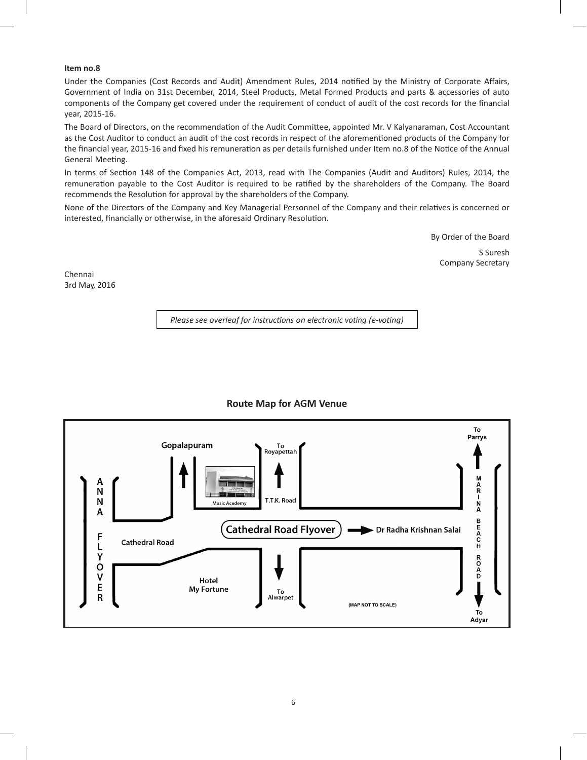**Item no.8**

Under the Companies (Cost Records and Audit) Amendment Rules, 2014 notified by the Ministry of Corporate Affairs, Government of India on 31st December, 2014, Steel Products, Metal Formed Products and parts & accessories of auto components of the Company get covered under the requirement of conduct of audit of the cost records for the financial year, 2015-16.

The Board of Directors, on the recommendation of the Audit Committee, appointed Mr. V Kalyanaraman, Cost Accountant as the Cost Auditor to conduct an audit of the cost records in respect of the aforementioned products of the Company for the financial year, 2015-16 and fixed his remuneration as per details furnished under Item no.8 of the Notice of the Annual General Meeting.

In terms of Section 148 of the Companies Act, 2013, read with The Companies (Audit and Auditors) Rules, 2014, the remuneration payable to the Cost Auditor is required to be ratified by the shareholders of the Company. The Board recommends the Resolution for approval by the shareholders of the Company.

None of the Directors of the Company and Key Managerial Personnel of the Company and their relatives is concerned or interested, financially or otherwise, in the aforesaid Ordinary Resolution.

By Order of the Board

S Suresh
Company Secretary

Chennai
3rd May, 2016

*Please see overleaf for instructions on electronic voting (e-voting)*

**Route Map for AGM Venue**

To Parrys

Gopalapuram

To Royapettah

ANNA FLYOVER

Music Academy

T.T.K. Road

MARINA BEACH ROAD

Cathedral Road Flyover

Dr Radha Krishnan Salai

Cathedral Road

Hotel My Fortune

To Alwarpet

(MAP NOT TO SCALE)

To Adyar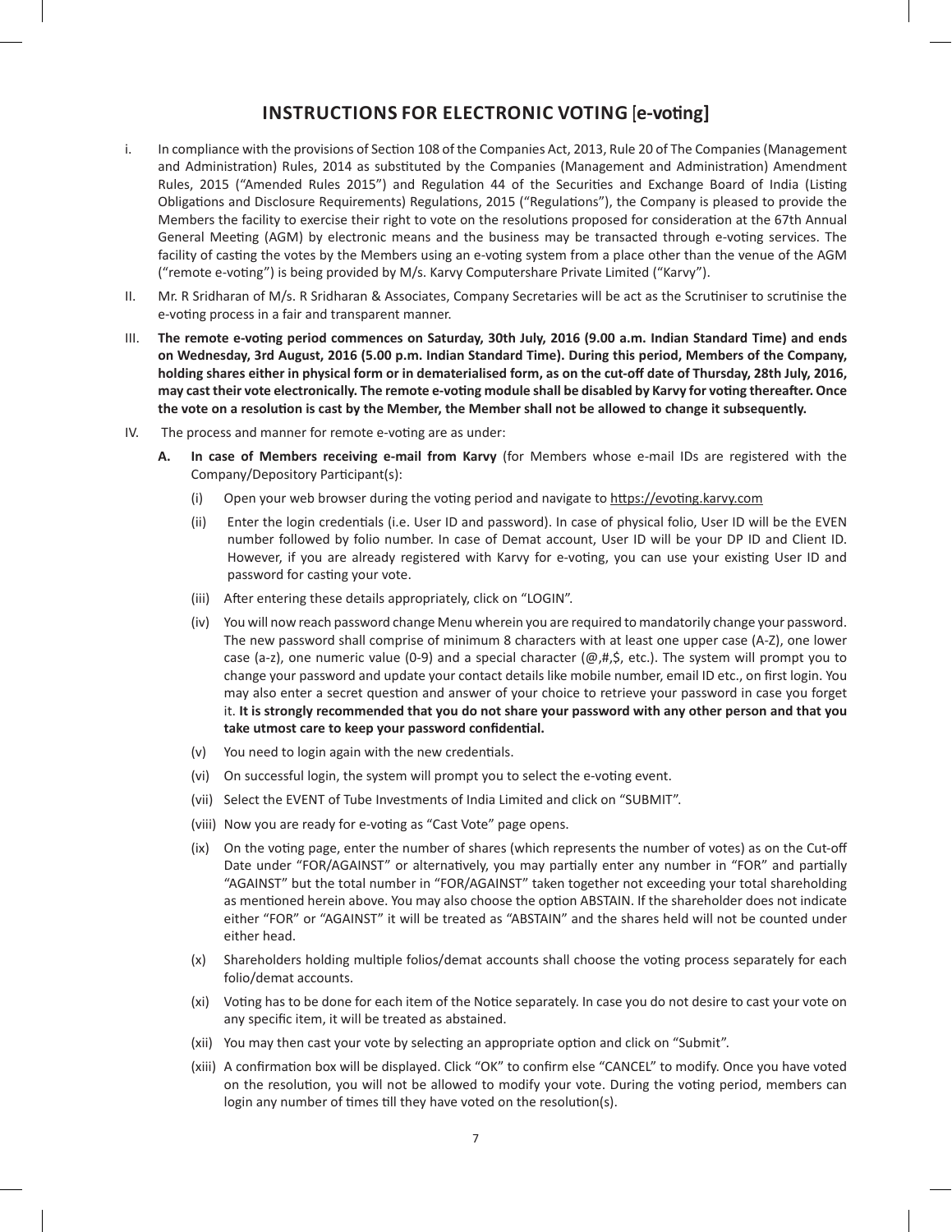# INSTRUCTIONS FOR ELECTRONIC VOTING [e-voting]

i. In compliance with the provisions of Section 108 of the Companies Act, 2013, Rule 20 of The Companies (Management and Administration) Rules, 2014 as substituted by the Companies (Management and Administration) Amendment Rules, 2015 ("Amended Rules 2015") and Regulation 44 of the Securities and Exchange Board of India (Listing Obligations and Disclosure Requirements) Regulations, 2015 ("Regulations"), the Company is pleased to provide the Members the facility to exercise their right to vote on the resolutions proposed for consideration at the 67th Annual General Meeting (AGM) by electronic means and the business may be transacted through e-voting services. The facility of casting the votes by the Members using an e-voting system from a place other than the venue of the AGM ("remote e-voting") is being provided by M/s. Karvy Computershare Private Limited ("Karvy").

II. Mr. R Sridharan of M/s. R Sridharan & Associates, Company Secretaries will be act as the Scrutiniser to scrutinise the e-voting process in a fair and transparent manner.

III. **The remote e-voting period commences on Saturday, 30th July, 2016 (9.00 a.m. Indian Standard Time) and ends on Wednesday, 3rd August, 2016 (5.00 p.m. Indian Standard Time). During this period, Members of the Company, holding shares either in physical form or in dematerialised form, as on the cut-off date of Thursday, 28th July, 2016, may cast their vote electronically. The remote e-voting module shall be disabled by Karvy for voting thereafter. Once the vote on a resolution is cast by the Member, the Member shall not be allowed to change it subsequently.**

IV. The process and manner for remote e-voting are as under:

**A. In case of Members receiving e-mail from Karvy** (for Members whose e-mail IDs are registered with the Company/Depository Participant(s):

(i) Open your web browser during the voting period and navigate to https://evoting.karvy.com

(ii) Enter the login credentials (i.e. User ID and password). In case of physical folio, User ID will be the EVEN number followed by folio number. In case of Demat account, User ID will be your DP ID and Client ID. However, if you are already registered with Karvy for e-voting, you can use your existing User ID and password for casting your vote.

(iii) After entering these details appropriately, click on "LOGIN".

(iv) You will now reach password change Menu wherein you are required to mandatorily change your password. The new password shall comprise of minimum 8 characters with at least one upper case (A-Z), one lower case (a-z), one numeric value (0-9) and a special character (@,#,$, etc.). The system will prompt you to change your password and update your contact details like mobile number, email ID etc., on first login. You may also enter a secret question and answer of your choice to retrieve your password in case you forget it. **It is strongly recommended that you do not share your password with any other person and that you take utmost care to keep your password confidential.**

(v) You need to login again with the new credentials.

(vi) On successful login, the system will prompt you to select the e-voting event.

(vii) Select the EVENT of Tube Investments of India Limited and click on "SUBMIT".

(viii) Now you are ready for e-voting as "Cast Vote" page opens.

(ix) On the voting page, enter the number of shares (which represents the number of votes) as on the Cut-off Date under "FOR/AGAINST" or alternatively, you may partially enter any number in "FOR" and partially "AGAINST" but the total number in "FOR/AGAINST" taken together not exceeding your total shareholding as mentioned herein above. You may also choose the option ABSTAIN. If the shareholder does not indicate either "FOR" or "AGAINST" it will be treated as "ABSTAIN" and the shares held will not be counted under either head.

(x) Shareholders holding multiple folios/demat accounts shall choose the voting process separately for each folio/demat accounts.

(xi) Voting has to be done for each item of the Notice separately. In case you do not desire to cast your vote on any specific item, it will be treated as abstained.

(xii) You may then cast your vote by selecting an appropriate option and click on "Submit".

(xiii) A confirmation box will be displayed. Click "OK" to confirm else "CANCEL" to modify. Once you have voted on the resolution, you will not be allowed to modify your vote. During the voting period, members can login any number of times till they have voted on the resolution(s).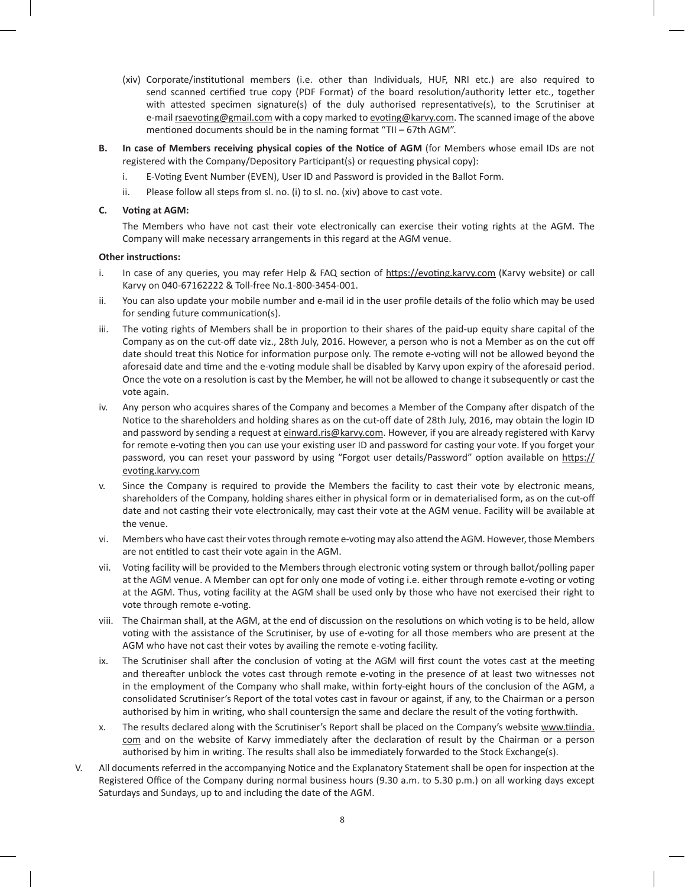(xiv) Corporate/institutional members (i.e. other than Individuals, HUF, NRI etc.) are also required to send scanned certified true copy (PDF Format) of the board resolution/authority letter etc., together with attested specimen signature(s) of the duly authorised representative(s), to the Scrutiniser at e-mail rsaevoting@gmail.com with a copy marked to evoting@karvy.com. The scanned image of the above mentioned documents should be in the naming format "TII – 67th AGM".

**B. In case of Members receiving physical copies of the Notice of AGM** (for Members whose email IDs are not registered with the Company/Depository Participant(s) or requesting physical copy):

i. E-Voting Event Number (EVEN), User ID and Password is provided in the Ballot Form.

ii. Please follow all steps from sl. no. (i) to sl. no. (xiv) above to cast vote.

**C. Voting at AGM:**

The Members who have not cast their vote electronically can exercise their voting rights at the AGM. The Company will make necessary arrangements in this regard at the AGM venue.

**Other instructions:**

i. In case of any queries, you may refer Help & FAQ section of https://evoting.karvy.com (Karvy website) or call Karvy on 040-67162222 & Toll-free No.1-800-3454-001.

ii. You can also update your mobile number and e-mail id in the user profile details of the folio which may be used for sending future communication(s).

iii. The voting rights of Members shall be in proportion to their shares of the paid-up equity share capital of the Company as on the cut-off date viz., 28th July, 2016. However, a person who is not a Member as on the cut off date should treat this Notice for information purpose only. The remote e-voting will not be allowed beyond the aforesaid date and time and the e-voting module shall be disabled by Karvy upon expiry of the aforesaid period. Once the vote on a resolution is cast by the Member, he will not be allowed to change it subsequently or cast the vote again.

iv. Any person who acquires shares of the Company and becomes a Member of the Company after dispatch of the Notice to the shareholders and holding shares as on the cut-off date of 28th July, 2016, may obtain the login ID and password by sending a request at einward.ris@karvy.com. However, if you are already registered with Karvy for remote e-voting then you can use your existing user ID and password for casting your vote. If you forget your password, you can reset your password by using "Forgot user details/Password" option available on https://evoting.karvy.com

v. Since the Company is required to provide the Members the facility to cast their vote by electronic means, shareholders of the Company, holding shares either in physical form or in dematerialised form, as on the cut-off date and not casting their vote electronically, may cast their vote at the AGM venue. Facility will be available at the venue.

vi. Members who have cast their votes through remote e-voting may also attend the AGM. However, those Members are not entitled to cast their vote again in the AGM.

vii. Voting facility will be provided to the Members through electronic voting system or through ballot/polling paper at the AGM venue. A Member can opt for only one mode of voting i.e. either through remote e-voting or voting at the AGM. Thus, voting facility at the AGM shall be used only by those who have not exercised their right to vote through remote e-voting.

viii. The Chairman shall, at the AGM, at the end of discussion on the resolutions on which voting is to be held, allow voting with the assistance of the Scrutiniser, by use of e-voting for all those members who are present at the AGM who have not cast their votes by availing the remote e-voting facility.

ix. The Scrutiniser shall after the conclusion of voting at the AGM will first count the votes cast at the meeting and thereafter unblock the votes cast through remote e-voting in the presence of at least two witnesses not in the employment of the Company who shall make, within forty-eight hours of the conclusion of the AGM, a consolidated Scrutiniser's Report of the total votes cast in favour or against, if any, to the Chairman or a person authorised by him in writing, who shall countersign the same and declare the result of the voting forthwith.

x. The results declared along with the Scrutiniser's Report shall be placed on the Company's website www.tiindia.com and on the website of Karvy immediately after the declaration of result by the Chairman or a person authorised by him in writing. The results shall also be immediately forwarded to the Stock Exchange(s).

V. All documents referred in the accompanying Notice and the Explanatory Statement shall be open for inspection at the Registered Office of the Company during normal business hours (9.30 a.m. to 5.30 p.m.) on all working days except Saturdays and Sundays, up to and including the date of the AGM.